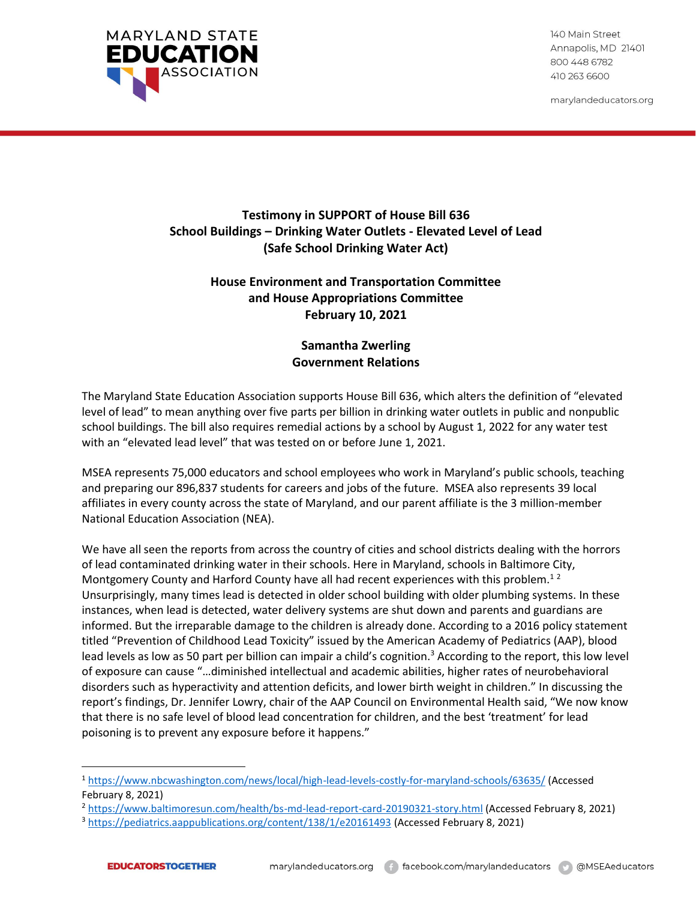MARYLAND STATE EDUCATION ASSOCIATION

140 Main Street
Annapolis, MD 21401
800 448 6782
410 263 6600

marylandeducators.org

**Testimony in SUPPORT of House Bill 636**
**School Buildings – Drinking Water Outlets - Elevated Level of Lead**
**(Safe School Drinking Water Act)**

**House Environment and Transportation Committee**
**and House Appropriations Committee**
**February 10, 2021**

**Samantha Zwerling**
**Government Relations**

The Maryland State Education Association supports House Bill 636, which alters the definition of "elevated level of lead" to mean anything over five parts per billion in drinking water outlets in public and nonpublic school buildings. The bill also requires remedial actions by a school by August 1, 2022 for any water test with an "elevated lead level" that was tested on or before June 1, 2021.

MSEA represents 75,000 educators and school employees who work in Maryland's public schools, teaching and preparing our 896,837 students for careers and jobs of the future. MSEA also represents 39 local affiliates in every county across the state of Maryland, and our parent affiliate is the 3 million-member National Education Association (NEA).

We have all seen the reports from across the country of cities and school districts dealing with the horrors of lead contaminated drinking water in their schools. Here in Maryland, schools in Baltimore City, Montgomery County and Harford County have all had recent experiences with this problem.[1] [2] Unsurprisingly, many times lead is detected in older school building with older plumbing systems. In these instances, when lead is detected, water delivery systems are shut down and parents and guardians are informed. But the irreparable damage to the children is already done. According to a 2016 policy statement titled "Prevention of Childhood Lead Toxicity" issued by the American Academy of Pediatrics (AAP), blood lead levels as low as 50 part per billion can impair a child's cognition.[3] According to the report, this low level of exposure can cause "…diminished intellectual and academic abilities, higher rates of neurobehavioral disorders such as hyperactivity and attention deficits, and lower birth weight in children." In discussing the report's findings, Dr. Jennifer Lowry, chair of the AAP Council on Environmental Health said, "We now know that there is no safe level of blood lead concentration for children, and the best 'treatment' for lead poisoning is to prevent any exposure before it happens."

---

[1] https://www.nbcwashington.com/news/local/high-lead-levels-costly-for-maryland-schools/63635/ (Accessed February 8, 2021)

[2] https://www.baltimoresun.com/health/bs-md-lead-report-card-20190321-story.html (Accessed February 8, 2021)

[3] https://pediatrics.aappublications.org/content/138/1/e20161493 (Accessed February 8, 2021)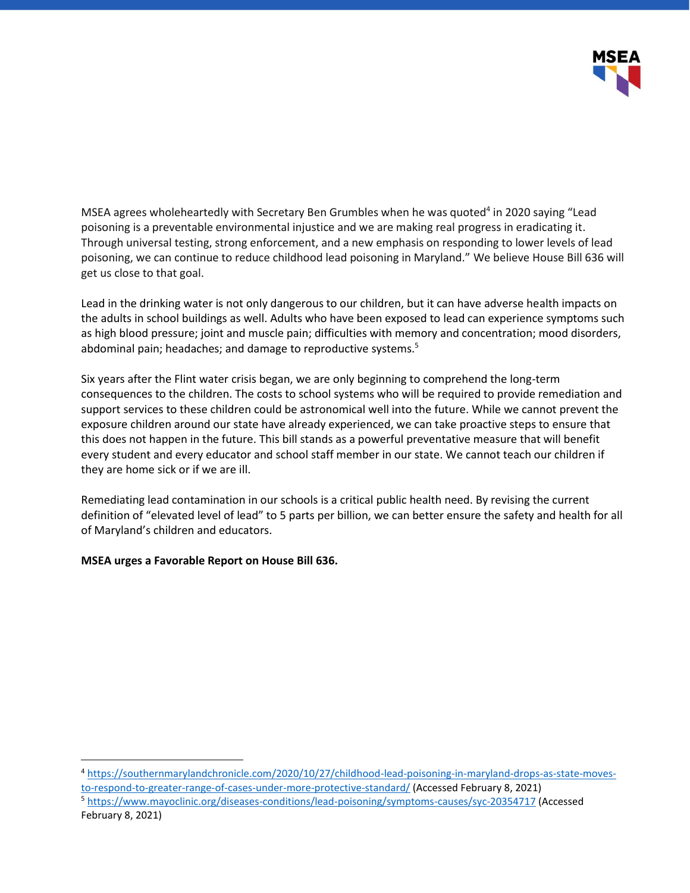MSEA agrees wholeheartedly with Secretary Ben Grumbles when he was quoted[4] in 2020 saying "Lead poisoning is a preventable environmental injustice and we are making real progress in eradicating it. Through universal testing, strong enforcement, and a new emphasis on responding to lower levels of lead poisoning, we can continue to reduce childhood lead poisoning in Maryland." We believe House Bill 636 will get us close to that goal.

Lead in the drinking water is not only dangerous to our children, but it can have adverse health impacts on the adults in school buildings as well. Adults who have been exposed to lead can experience symptoms such as high blood pressure; joint and muscle pain; difficulties with memory and concentration; mood disorders, abdominal pain; headaches; and damage to reproductive systems.[5]

Six years after the Flint water crisis began, we are only beginning to comprehend the long-term consequences to the children. The costs to school systems who will be required to provide remediation and support services to these children could be astronomical well into the future. While we cannot prevent the exposure children around our state have already experienced, we can take proactive steps to ensure that this does not happen in the future. This bill stands as a powerful preventative measure that will benefit every student and every educator and school staff member in our state. We cannot teach our children if they are home sick or if we are ill.

Remediating lead contamination in our schools is a critical public health need. By revising the current definition of "elevated level of lead" to 5 parts per billion, we can better ensure the safety and health for all of Maryland's children and educators.

**MSEA urges a Favorable Report on House Bill 636.**

---

[4] https://southernmarylandchronicle.com/2020/10/27/childhood-lead-poisoning-in-maryland-drops-as-state-moves-to-respond-to-greater-range-of-cases-under-more-protective-standard/ (Accessed February 8, 2021)

[5] https://www.mayoclinic.org/diseases-conditions/lead-poisoning/symptoms-causes/syc-20354717 (Accessed February 8, 2021)